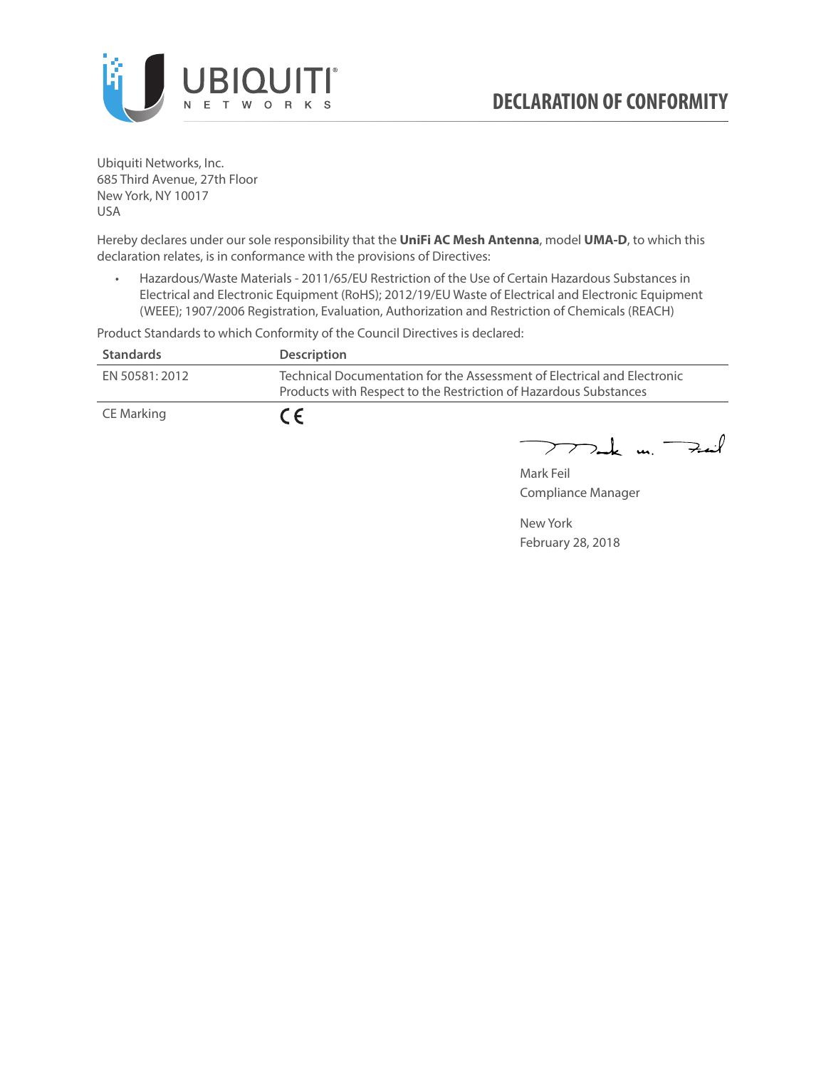# DECLARATION OF CONFORMITY

Ubiquiti Networks, Inc.
685 Third Avenue, 27th Floor
New York, NY 10017
USA

Hereby declares under our sole responsibility that the **UniFi AC Mesh Antenna**, model **UMA-D**, to which this declaration relates, is in conformance with the provisions of Directives:

- Hazardous/Waste Materials - 2011/65/EU Restriction of the Use of Certain Hazardous Substances in Electrical and Electronic Equipment (RoHS); 2012/19/EU Waste of Electrical and Electronic Equipment (WEEE); 1907/2006 Registration, Evaluation, Authorization and Restriction of Chemicals (REACH)

Product Standards to which Conformity of the Council Directives is declared:

| Standards | Description |
| --- | --- |
| EN 50581: 2012 | Technical Documentation for the Assessment of Electrical and Electronic Products with Respect to the Restriction of Hazardous Substances |
| CE Marking | CE |

Mark Feil
Compliance Manager

New York
February 28, 2018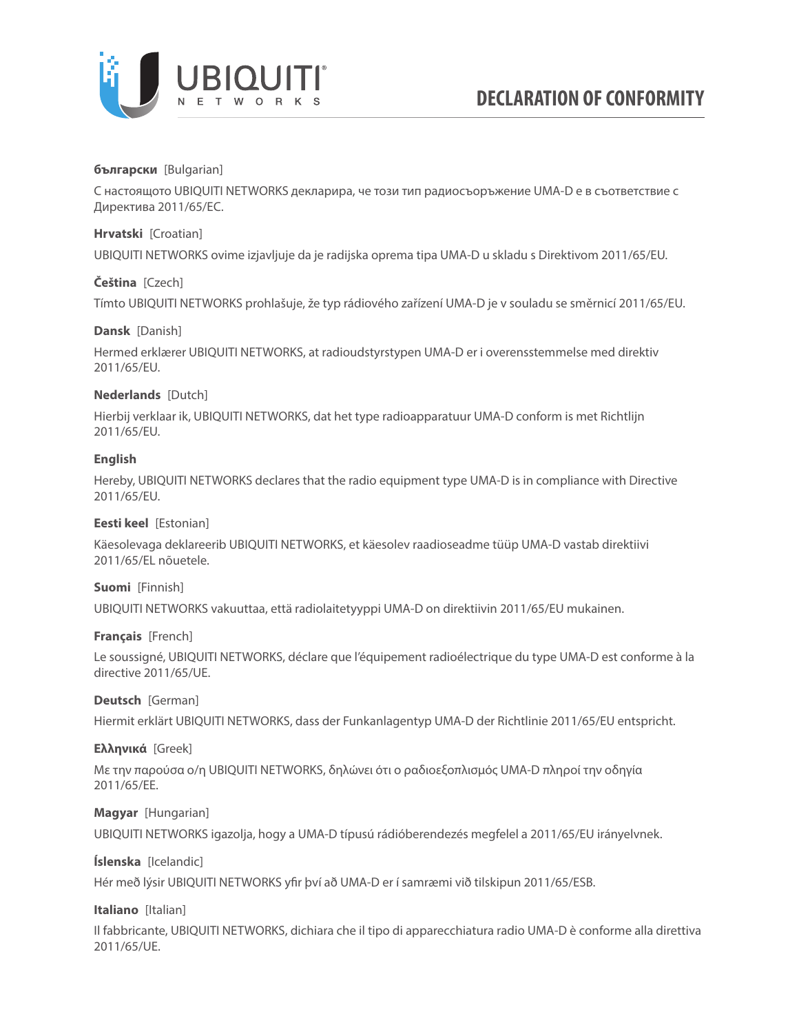# DECLARATION OF CONFORMITY

**български** [Bulgarian]

С настоящото UBIQUITI NETWORKS декларира, че този тип радиосъоръжение UMA-D е в съответствие с Директива 2011/65/ЕС.

**Hrvatski** [Croatian]

UBIQUITI NETWORKS ovime izjavljuje da je radijska oprema tipa UMA-D u skladu s Direktivom 2011/65/EU.

**Čeština** [Czech]

Tímto UBIQUITI NETWORKS prohlašuje, že typ rádiového zařízení UMA-D je v souladu se směrnicí 2011/65/EU.

**Dansk** [Danish]

Hermed erklærer UBIQUITI NETWORKS, at radioudstyrstypen UMA-D er i overensstemmelse med direktiv 2011/65/EU.

**Nederlands** [Dutch]

Hierbij verklaar ik, UBIQUITI NETWORKS, dat het type radioapparatuur UMA-D conform is met Richtlijn 2011/65/EU.

**English**

Hereby, UBIQUITI NETWORKS declares that the radio equipment type UMA-D is in compliance with Directive 2011/65/EU.

**Eesti keel** [Estonian]

Käesolevaga deklareerib UBIQUITI NETWORKS, et käesolev raadioseadme tüüp UMA-D vastab direktiivi 2011/65/EL nõuetele.

**Suomi** [Finnish]

UBIQUITI NETWORKS vakuuttaa, että radiolaitetyyppi UMA-D on direktiivin 2011/65/EU mukainen.

**Français** [French]

Le soussigné, UBIQUITI NETWORKS, déclare que l'équipement radioélectrique du type UMA-D est conforme à la directive 2011/65/UE.

**Deutsch** [German]

Hiermit erklärt UBIQUITI NETWORKS, dass der Funkanlagentyp UMA-D der Richtlinie 2011/65/EU entspricht.

**Ελληνικά** [Greek]

Με την παρούσα ο/η UBIQUITI NETWORKS, δηλώνει ότι ο ραδιοεξοπλισμός UMA-D πληροί την οδηγία 2011/65/ΕΕ.

**Magyar** [Hungarian]

UBIQUITI NETWORKS igazolja, hogy a UMA-D típusú rádióberendezés megfelel a 2011/65/EU irányelvnek.

**Íslenska** [Icelandic]

Hér með lýsir UBIQUITI NETWORKS yfir því að UMA-D er í samræmi við tilskipun 2011/65/ESB.

**Italiano** [Italian]

Il fabbricante, UBIQUITI NETWORKS, dichiara che il tipo di apparecchiatura radio UMA-D è conforme alla direttiva 2011/65/UE.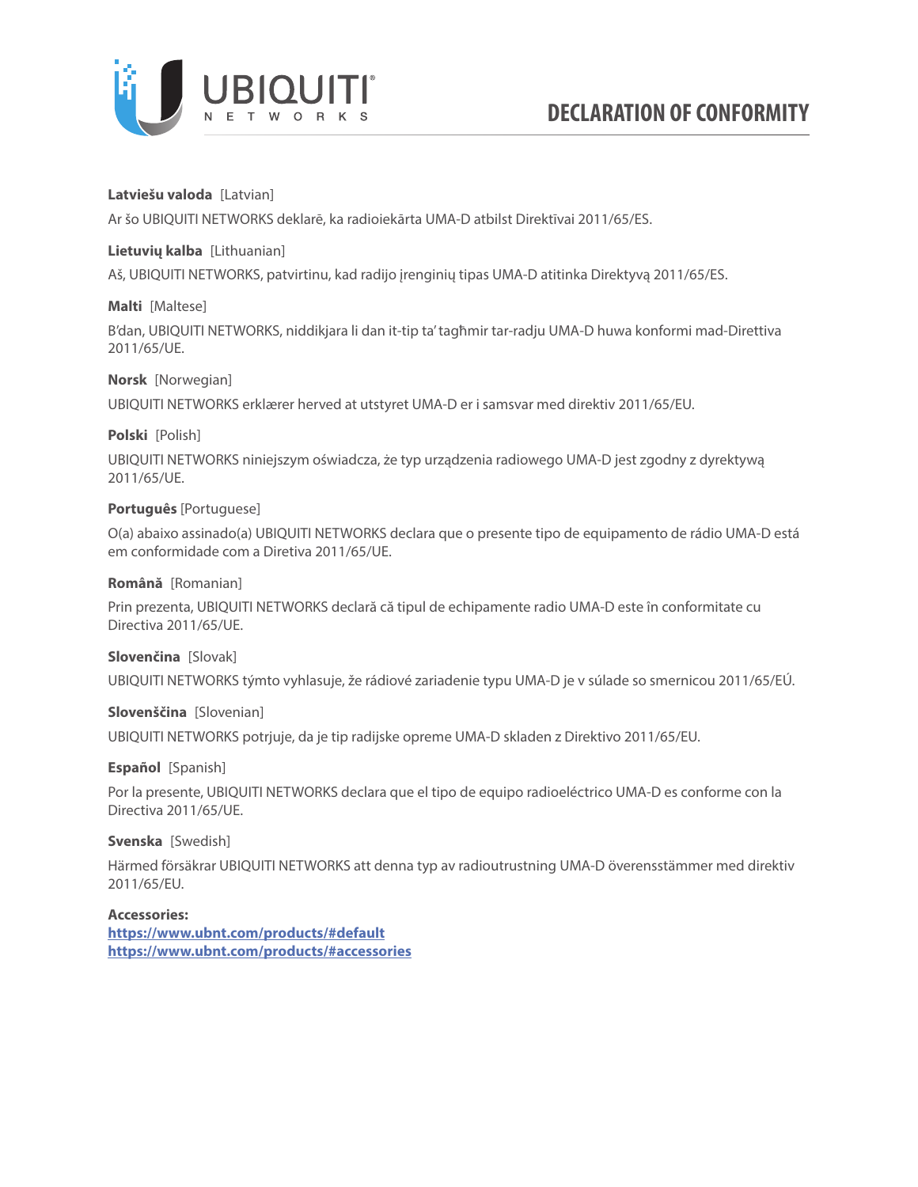**Latviešu valoda** [Latvian]

Ar šo UBIQUITI NETWORKS deklarē, ka radioiekārta UMA-D atbilst Direktīvai 2011/65/ES.

**Lietuvių kalba** [Lithuanian]

Aš, UBIQUITI NETWORKS, patvirtinu, kad radijo įrenginių tipas UMA-D atitinka Direktyvą 2011/65/ES.

**Malti** [Maltese]

B'dan, UBIQUITI NETWORKS, niddikjara li dan it-tip ta' tagħmir tar-radju UMA-D huwa konformi mad-Direttiva 2011/65/UE.

**Norsk** [Norwegian]

UBIQUITI NETWORKS erklærer herved at utstyret UMA-D er i samsvar med direktiv 2011/65/EU.

**Polski** [Polish]

UBIQUITI NETWORKS niniejszym oświadcza, że typ urządzenia radiowego UMA-D jest zgodny z dyrektywą 2011/65/UE.

**Português** [Portuguese]

O(a) abaixo assinado(a) UBIQUITI NETWORKS declara que o presente tipo de equipamento de rádio UMA-D está em conformidade com a Diretiva 2011/65/UE.

**Română** [Romanian]

Prin prezenta, UBIQUITI NETWORKS declară că tipul de echipamente radio UMA-D este în conformitate cu Directiva 2011/65/UE.

**Slovenčina** [Slovak]

UBIQUITI NETWORKS týmto vyhlasuje, že rádiové zariadenie typu UMA-D je v súlade so smernicou 2011/65/EÚ.

**Slovenščina** [Slovenian]

UBIQUITI NETWORKS potrjuje, da je tip radijske opreme UMA-D skladen z Direktivo 2011/65/EU.

**Español** [Spanish]

Por la presente, UBIQUITI NETWORKS declara que el tipo de equipo radioeléctrico UMA-D es conforme con la Directiva 2011/65/UE.

**Svenska** [Swedish]

Härmed försäkrar UBIQUITI NETWORKS att denna typ av radioutrustning UMA-D överensstämmer med direktiv 2011/65/EU.

**Accessories:**
**https://www.ubnt.com/products/#default**
**https://www.ubnt.com/products/#accessories**